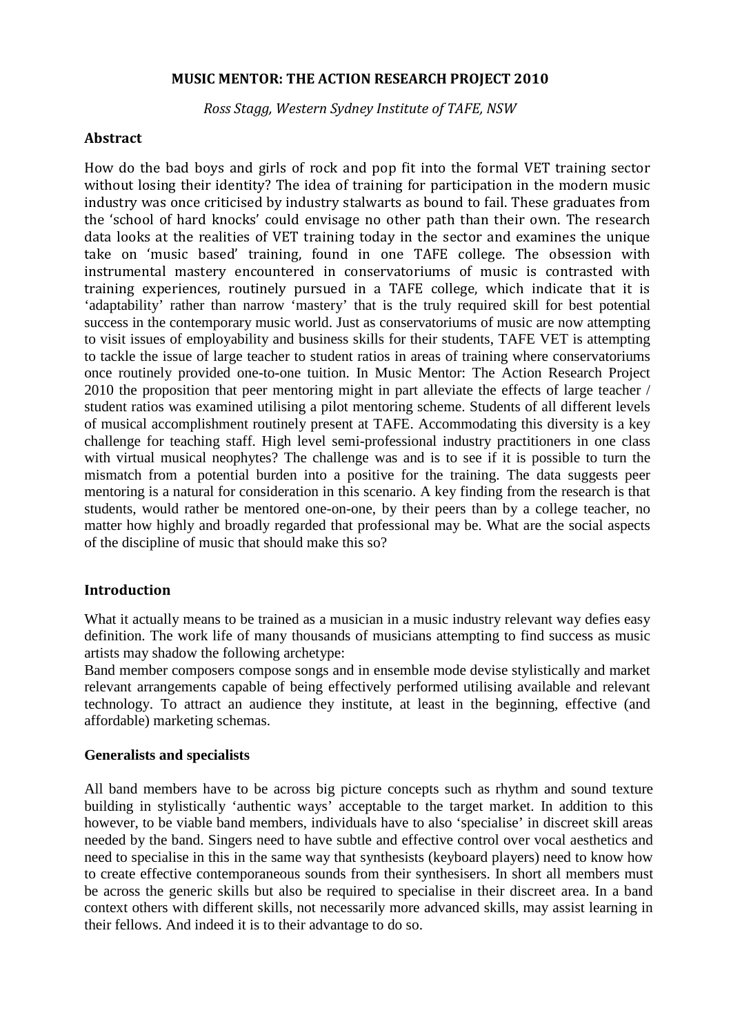# MUSIC MENTOR: THE ACTION RESEARCH PROJECT 2010

*Ross Stagg, Western Sydney Institute of TAFE, NSW*

## Abstract

How do the bad boys and girls of rock and pop fit into the formal VET training sector without losing their identity? The idea of training for participation in the modern music industry was once criticised by industry stalwarts as bound to fail. These graduates from the 'school of hard knocks' could envisage no other path than their own. The research data looks at the realities of VET training today in the sector and examines the unique take on 'music based' training, found in one TAFE college. The obsession with instrumental mastery encountered in conservatoriums of music is contrasted with training experiences, routinely pursued in a TAFE college, which indicate that it is 'adaptability' rather than narrow 'mastery' that is the truly required skill for best potential success in the contemporary music world. Just as conservatoriums of music are now attempting to visit issues of employability and business skills for their students, TAFE VET is attempting to tackle the issue of large teacher to student ratios in areas of training where conservatoriums once routinely provided one-to-one tuition. In Music Mentor: The Action Research Project 2010 the proposition that peer mentoring might in part alleviate the effects of large teacher / student ratios was examined utilising a pilot mentoring scheme. Students of all different levels of musical accomplishment routinely present at TAFE. Accommodating this diversity is a key challenge for teaching staff. High level semi-professional industry practitioners in one class with virtual musical neophytes? The challenge was and is to see if it is possible to turn the mismatch from a potential burden into a positive for the training. The data suggests peer mentoring is a natural for consideration in this scenario. A key finding from the research is that students, would rather be mentored one-on-one, by their peers than by a college teacher, no matter how highly and broadly regarded that professional may be. What are the social aspects of the discipline of music that should make this so?

## Introduction

What it actually means to be trained as a musician in a music industry relevant way defies easy definition. The work life of many thousands of musicians attempting to find success as music artists may shadow the following archetype:

Band member composers compose songs and in ensemble mode devise stylistically and market relevant arrangements capable of being effectively performed utilising available and relevant technology. To attract an audience they institute, at least in the beginning, effective (and affordable) marketing schemas.

### Generalists and specialists

All band members have to be across big picture concepts such as rhythm and sound texture building in stylistically 'authentic ways' acceptable to the target market. In addition to this however, to be viable band members, individuals have to also 'specialise' in discreet skill areas needed by the band. Singers need to have subtle and effective control over vocal aesthetics and need to specialise in this in the same way that synthesists (keyboard players) need to know how to create effective contemporaneous sounds from their synthesisers. In short all members must be across the generic skills but also be required to specialise in their discreet area. In a band context others with different skills, not necessarily more advanced skills, may assist learning in their fellows. And indeed it is to their advantage to do so.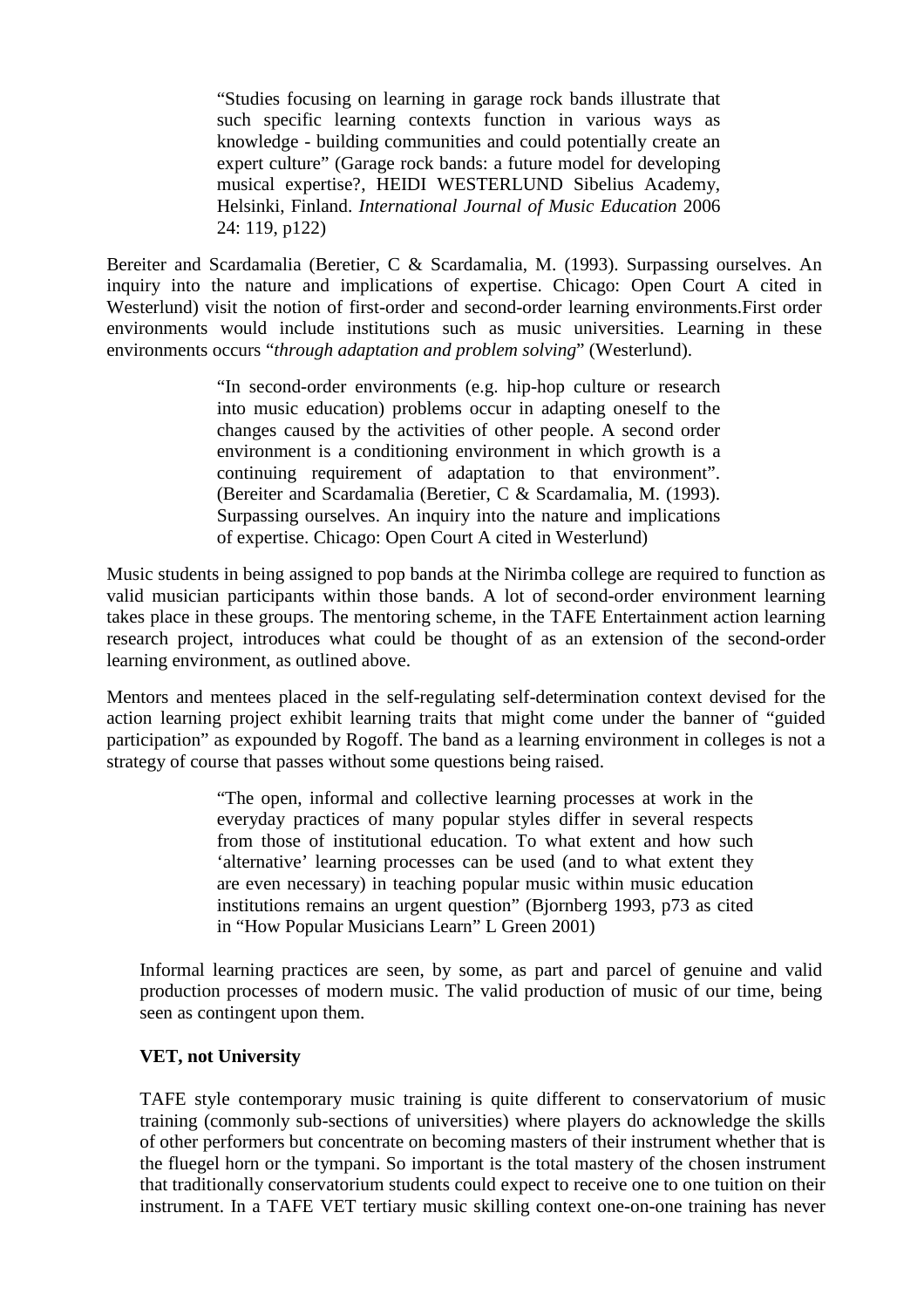> "Studies focusing on learning in garage rock bands illustrate that such specific learning contexts function in various ways as knowledge - building communities and could potentially create an expert culture" (Garage rock bands: a future model for developing musical expertise?, HEIDI WESTERLUND Sibelius Academy, Helsinki, Finland. *International Journal of Music Education* 2006 24: 119, p122)

Bereiter and Scardamalia (Beretier, C & Scardamalia, M. (1993). Surpassing ourselves. An inquiry into the nature and implications of expertise. Chicago: Open Court A cited in Westerlund) visit the notion of first-order and second-order learning environments.First order environments would include institutions such as music universities. Learning in these environments occurs "*through adaptation and problem solving*" (Westerlund).

> "In second-order environments (e.g. hip-hop culture or research into music education) problems occur in adapting oneself to the changes caused by the activities of other people. A second order environment is a conditioning environment in which growth is a continuing requirement of adaptation to that environment". (Bereiter and Scardamalia (Beretier, C & Scardamalia, M. (1993). Surpassing ourselves. An inquiry into the nature and implications of expertise. Chicago: Open Court A cited in Westerlund)

Music students in being assigned to pop bands at the Nirimba college are required to function as valid musician participants within those bands. A lot of second-order environment learning takes place in these groups. The mentoring scheme, in the TAFE Entertainment action learning research project, introduces what could be thought of as an extension of the second-order learning environment, as outlined above.

Mentors and mentees placed in the self-regulating self-determination context devised for the action learning project exhibit learning traits that might come under the banner of "guided participation" as expounded by Rogoff. The band as a learning environment in colleges is not a strategy of course that passes without some questions being raised.

> "The open, informal and collective learning processes at work in the everyday practices of many popular styles differ in several respects from those of institutional education. To what extent and how such 'alternative' learning processes can be used (and to what extent they are even necessary) in teaching popular music within music education institutions remains an urgent question" (Bjornberg 1993, p73 as cited in "How Popular Musicians Learn" L Green 2001)

Informal learning practices are seen, by some, as part and parcel of genuine and valid production processes of modern music. The valid production of music of our time, being seen as contingent upon them.

**VET, not University**

TAFE style contemporary music training is quite different to conservatorium of music training (commonly sub-sections of universities) where players do acknowledge the skills of other performers but concentrate on becoming masters of their instrument whether that is the fluegel horn or the tympani. So important is the total mastery of the chosen instrument that traditionally conservatorium students could expect to receive one to one tuition on their instrument. In a TAFE VET tertiary music skilling context one-on-one training has never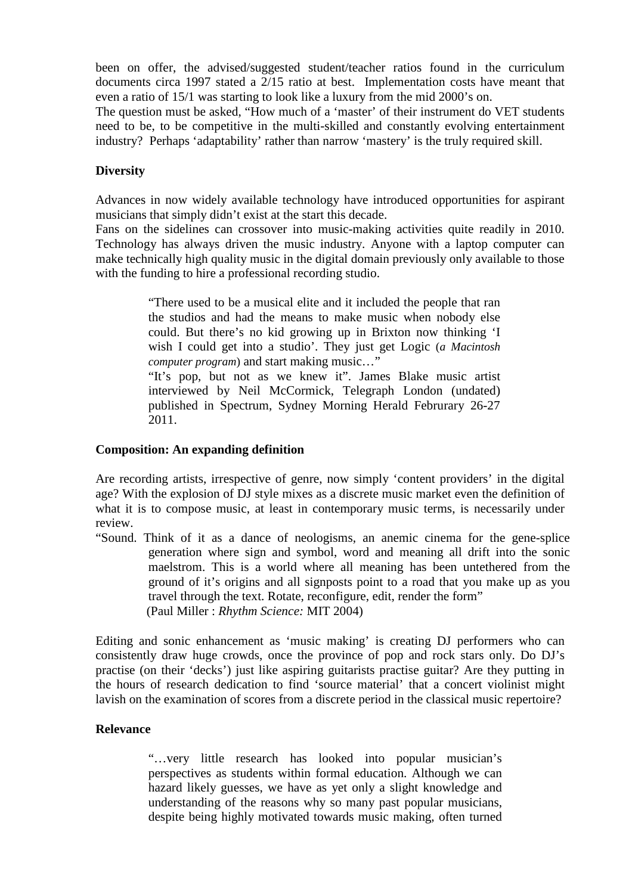been on offer, the advised/suggested student/teacher ratios found in the curriculum documents circa 1997 stated a 2/15 ratio at best. Implementation costs have meant that even a ratio of 15/1 was starting to look like a luxury from the mid 2000's on.
The question must be asked, "How much of a 'master' of their instrument do VET students need to be, to be competitive in the multi-skilled and constantly evolving entertainment industry? Perhaps 'adaptability' rather than narrow 'mastery' is the truly required skill.

**Diversity**

Advances in now widely available technology have introduced opportunities for aspirant musicians that simply didn't exist at the start this decade.
Fans on the sidelines can crossover into music-making activities quite readily in 2010. Technology has always driven the music industry. Anyone with a laptop computer can make technically high quality music in the digital domain previously only available to those with the funding to hire a professional recording studio.

> "There used to be a musical elite and it included the people that ran the studios and had the means to make music when nobody else could. But there's no kid growing up in Brixton now thinking 'I wish I could get into a studio'. They just get Logic (*a Macintosh computer program*) and start making music…"
> "It's pop, but not as we knew it". James Blake music artist interviewed by Neil McCormick, Telegraph London (undated) published in Spectrum, Sydney Morning Herald Februrary 26-27 2011.

**Composition: An expanding definition**

Are recording artists, irrespective of genre, now simply 'content providers' in the digital age? With the explosion of DJ style mixes as a discrete music market even the definition of what it is to compose music, at least in contemporary music terms, is necessarily under review.

> "Sound. Think of it as a dance of neologisms, an anemic cinema for the gene-splice generation where sign and symbol, word and meaning all drift into the sonic maelstrom. This is a world where all meaning has been untethered from the ground of it's origins and all signposts point to a road that you make up as you travel through the text. Rotate, reconfigure, edit, render the form"
> (Paul Miller : *Rhythm Science:* MIT 2004)

Editing and sonic enhancement as 'music making' is creating DJ performers who can consistently draw huge crowds, once the province of pop and rock stars only. Do DJ's practise (on their 'decks') just like aspiring guitarists practise guitar? Are they putting in the hours of research dedication to find 'source material' that a concert violinist might lavish on the examination of scores from a discrete period in the classical music repertoire?

**Relevance**

> "…very little research has looked into popular musician's perspectives as students within formal education. Although we can hazard likely guesses, we have as yet only a slight knowledge and understanding of the reasons why so many past popular musicians, despite being highly motivated towards music making, often turned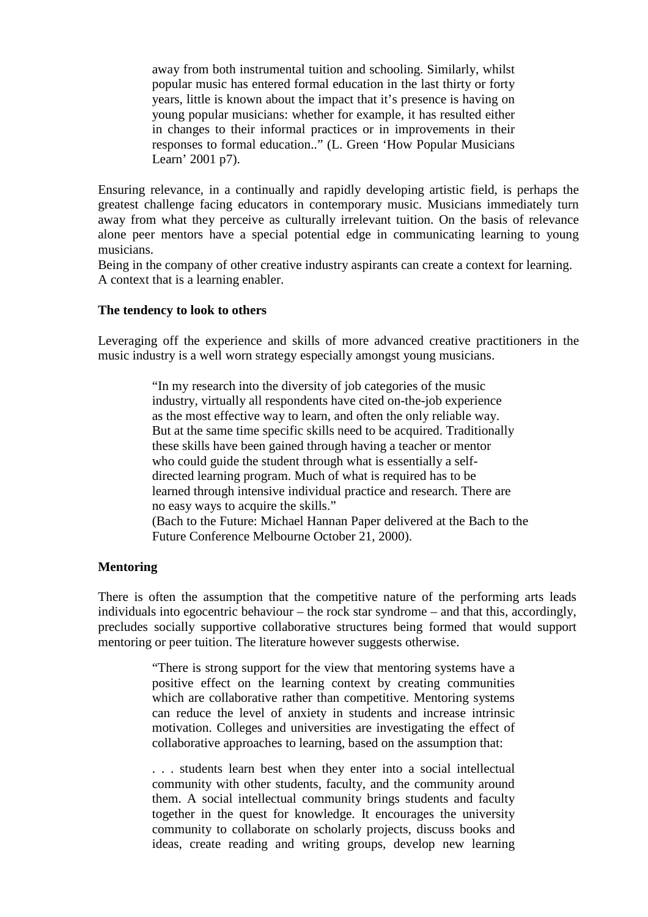> away from both instrumental tuition and schooling. Similarly, whilst popular music has entered formal education in the last thirty or forty years, little is known about the impact that it's presence is having on young popular musicians: whether for example, it has resulted either in changes to their informal practices or in improvements in their responses to formal education.." (L. Green 'How Popular Musicians Learn' 2001 p7).

Ensuring relevance, in a continually and rapidly developing artistic field, is perhaps the greatest challenge facing educators in contemporary music. Musicians immediately turn away from what they perceive as culturally irrelevant tuition. On the basis of relevance alone peer mentors have a special potential edge in communicating learning to young musicians.
Being in the company of other creative industry aspirants can create a context for learning. A context that is a learning enabler.

**The tendency to look to others**

Leveraging off the experience and skills of more advanced creative practitioners in the music industry is a well worn strategy especially amongst young musicians.

> "In my research into the diversity of job categories of the music industry, virtually all respondents have cited on-the-job experience as the most effective way to learn, and often the only reliable way. But at the same time specific skills need to be acquired. Traditionally these skills have been gained through having a teacher or mentor who could guide the student through what is essentially a self-directed learning program. Much of what is required has to be learned through intensive individual practice and research. There are no easy ways to acquire the skills."
> (Bach to the Future: Michael Hannan Paper delivered at the Bach to the Future Conference Melbourne October 21, 2000).

**Mentoring**

There is often the assumption that the competitive nature of the performing arts leads individuals into egocentric behaviour – the rock star syndrome – and that this, accordingly, precludes socially supportive collaborative structures being formed that would support mentoring or peer tuition. The literature however suggests otherwise.

> "There is strong support for the view that mentoring systems have a positive effect on the learning context by creating communities which are collaborative rather than competitive. Mentoring systems can reduce the level of anxiety in students and increase intrinsic motivation. Colleges and universities are investigating the effect of collaborative approaches to learning, based on the assumption that:
>
> . . . students learn best when they enter into a social intellectual community with other students, faculty, and the community around them. A social intellectual community brings students and faculty together in the quest for knowledge. It encourages the university community to collaborate on scholarly projects, discuss books and ideas, create reading and writing groups, develop new learning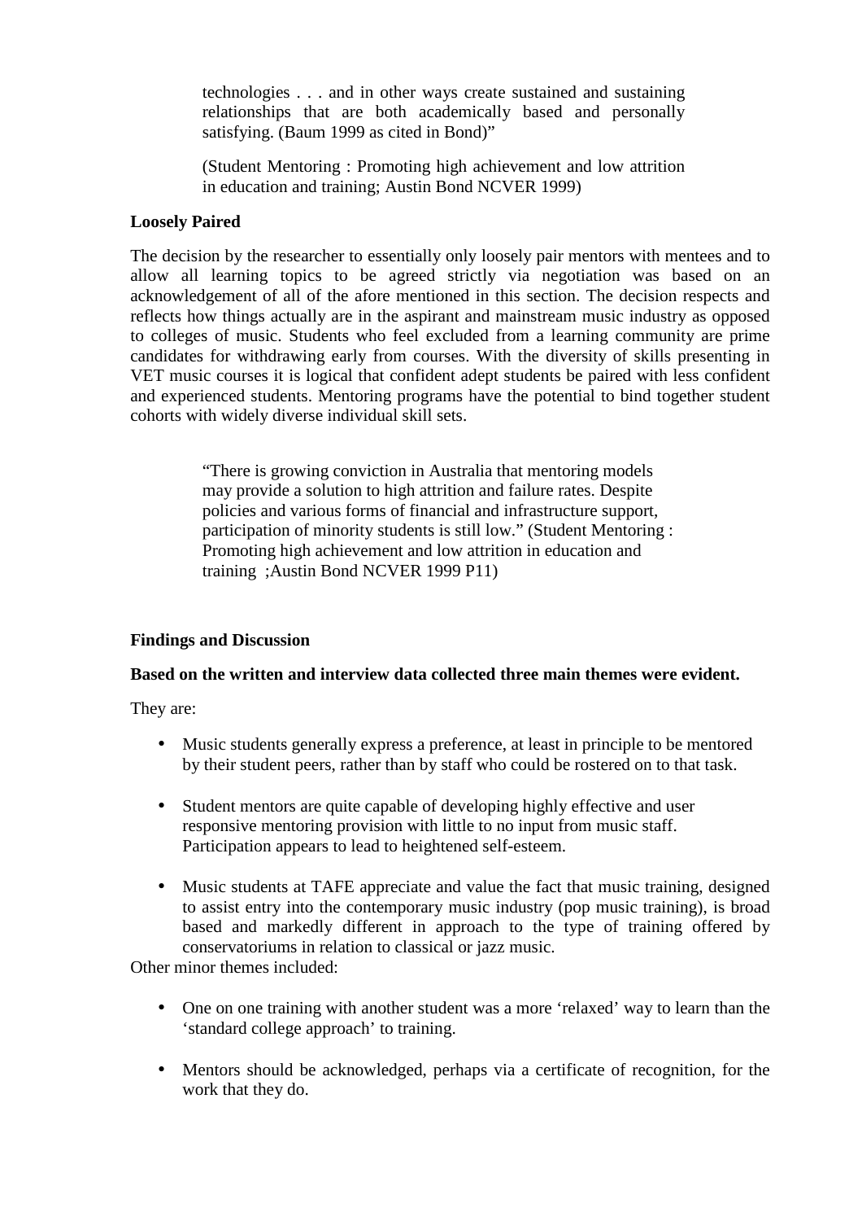> technologies . . . and in other ways create sustained and sustaining relationships that are both academically based and personally satisfying. (Baum 1999 as cited in Bond)"
>
> (Student Mentoring : Promoting high achievement and low attrition in education and training; Austin Bond NCVER 1999)

**Loosely Paired**

The decision by the researcher to essentially only loosely pair mentors with mentees and to allow all learning topics to be agreed strictly via negotiation was based on an acknowledgement of all of the afore mentioned in this section. The decision respects and reflects how things actually are in the aspirant and mainstream music industry as opposed to colleges of music. Students who feel excluded from a learning community are prime candidates for withdrawing early from courses. With the diversity of skills presenting in VET music courses it is logical that confident adept students be paired with less confident and experienced students. Mentoring programs have the potential to bind together student cohorts with widely diverse individual skill sets.

> "There is growing conviction in Australia that mentoring models may provide a solution to high attrition and failure rates. Despite policies and various forms of financial and infrastructure support, participation of minority students is still low." (Student Mentoring : Promoting high achievement and low attrition in education and training ;Austin Bond NCVER 1999 P11)

**Findings and Discussion**

**Based on the written and interview data collected three main themes were evident.**

They are:

- Music students generally express a preference, at least in principle to be mentored by their student peers, rather than by staff who could be rostered on to that task.
- Student mentors are quite capable of developing highly effective and user responsive mentoring provision with little to no input from music staff. Participation appears to lead to heightened self-esteem.
- Music students at TAFE appreciate and value the fact that music training, designed to assist entry into the contemporary music industry (pop music training), is broad based and markedly different in approach to the type of training offered by conservatoriums in relation to classical or jazz music.

Other minor themes included:

- One on one training with another student was a more 'relaxed' way to learn than the 'standard college approach' to training.
- Mentors should be acknowledged, perhaps via a certificate of recognition, for the work that they do.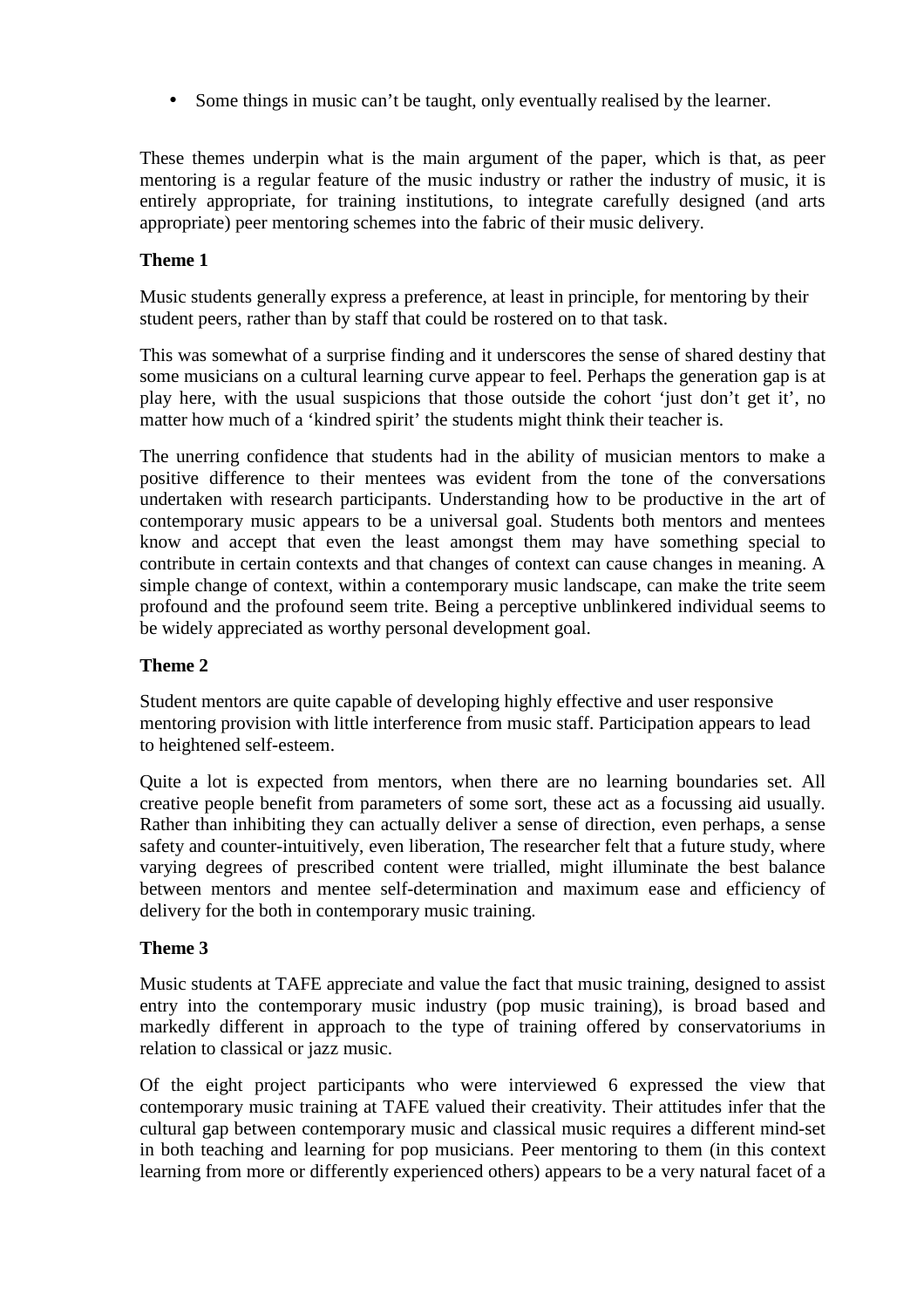- Some things in music can't be taught, only eventually realised by the learner.

These themes underpin what is the main argument of the paper, which is that, as peer mentoring is a regular feature of the music industry or rather the industry of music, it is entirely appropriate, for training institutions, to integrate carefully designed (and arts appropriate) peer mentoring schemes into the fabric of their music delivery.

**Theme 1**

Music students generally express a preference, at least in principle, for mentoring by their student peers, rather than by staff that could be rostered on to that task.

This was somewhat of a surprise finding and it underscores the sense of shared destiny that some musicians on a cultural learning curve appear to feel. Perhaps the generation gap is at play here, with the usual suspicions that those outside the cohort 'just don't get it', no matter how much of a 'kindred spirit' the students might think their teacher is.

The unerring confidence that students had in the ability of musician mentors to make a positive difference to their mentees was evident from the tone of the conversations undertaken with research participants. Understanding how to be productive in the art of contemporary music appears to be a universal goal. Students both mentors and mentees know and accept that even the least amongst them may have something special to contribute in certain contexts and that changes of context can cause changes in meaning. A simple change of context, within a contemporary music landscape, can make the trite seem profound and the profound seem trite. Being a perceptive unblinkered individual seems to be widely appreciated as worthy personal development goal.

**Theme 2**

Student mentors are quite capable of developing highly effective and user responsive mentoring provision with little interference from music staff. Participation appears to lead to heightened self-esteem.

Quite a lot is expected from mentors, when there are no learning boundaries set. All creative people benefit from parameters of some sort, these act as a focussing aid usually. Rather than inhibiting they can actually deliver a sense of direction, even perhaps, a sense safety and counter-intuitively, even liberation, The researcher felt that a future study, where varying degrees of prescribed content were trialled, might illuminate the best balance between mentors and mentee self-determination and maximum ease and efficiency of delivery for the both in contemporary music training.

**Theme 3**

Music students at TAFE appreciate and value the fact that music training, designed to assist entry into the contemporary music industry (pop music training), is broad based and markedly different in approach to the type of training offered by conservatoriums in relation to classical or jazz music.

Of the eight project participants who were interviewed 6 expressed the view that contemporary music training at TAFE valued their creativity. Their attitudes infer that the cultural gap between contemporary music and classical music requires a different mind-set in both teaching and learning for pop musicians. Peer mentoring to them (in this context learning from more or differently experienced others) appears to be a very natural facet of a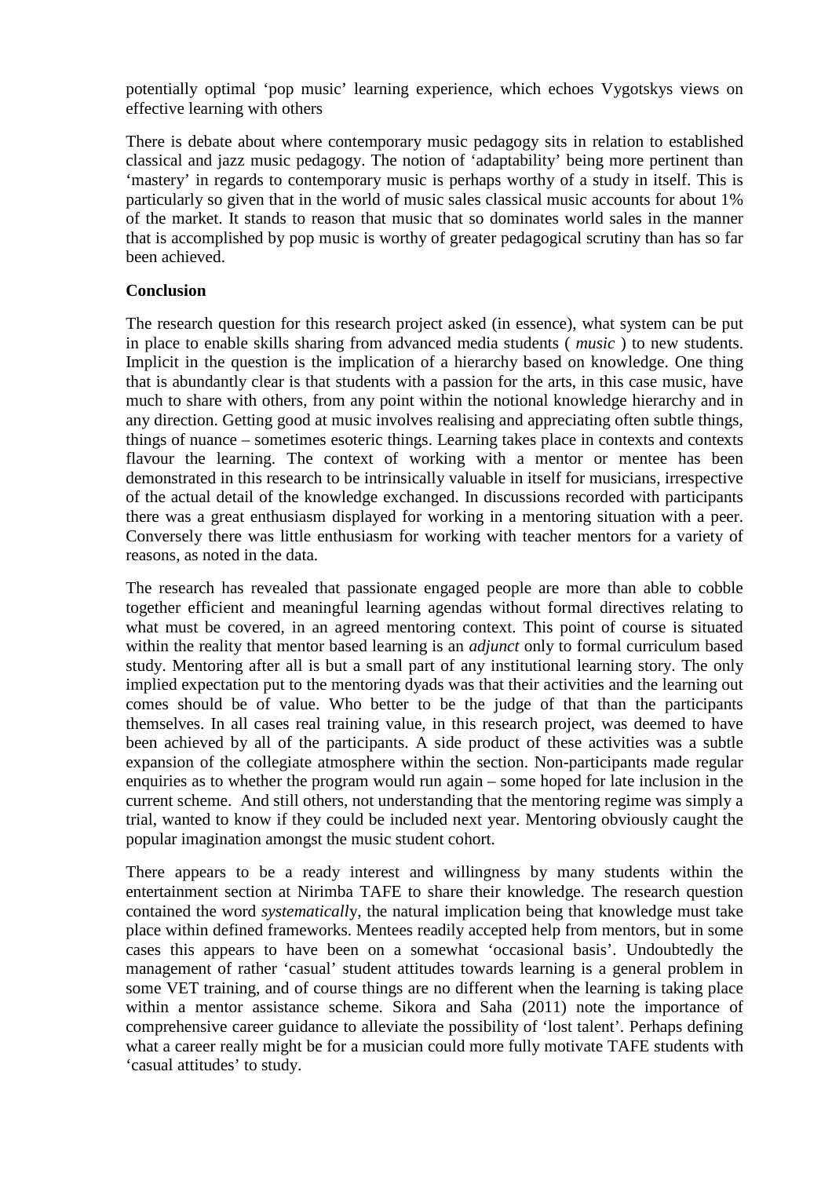potentially optimal 'pop music' learning experience, which echoes Vygotskys views on effective learning with others

There is debate about where contemporary music pedagogy sits in relation to established classical and jazz music pedagogy. The notion of 'adaptability' being more pertinent than 'mastery' in regards to contemporary music is perhaps worthy of a study in itself. This is particularly so given that in the world of music sales classical music accounts for about 1% of the market. It stands to reason that music that so dominates world sales in the manner that is accomplished by pop music is worthy of greater pedagogical scrutiny than has so far been achieved.

**Conclusion**

The research question for this research project asked (in essence), what system can be put in place to enable skills sharing from advanced media students ( *music* ) to new students. Implicit in the question is the implication of a hierarchy based on knowledge. One thing that is abundantly clear is that students with a passion for the arts, in this case music, have much to share with others, from any point within the notional knowledge hierarchy and in any direction. Getting good at music involves realising and appreciating often subtle things, things of nuance – sometimes esoteric things. Learning takes place in contexts and contexts flavour the learning. The context of working with a mentor or mentee has been demonstrated in this research to be intrinsically valuable in itself for musicians, irrespective of the actual detail of the knowledge exchanged. In discussions recorded with participants there was a great enthusiasm displayed for working in a mentoring situation with a peer. Conversely there was little enthusiasm for working with teacher mentors for a variety of reasons, as noted in the data.

The research has revealed that passionate engaged people are more than able to cobble together efficient and meaningful learning agendas without formal directives relating to what must be covered, in an agreed mentoring context. This point of course is situated within the reality that mentor based learning is an *adjunct* only to formal curriculum based study. Mentoring after all is but a small part of any institutional learning story. The only implied expectation put to the mentoring dyads was that their activities and the learning out comes should be of value. Who better to be the judge of that than the participants themselves. In all cases real training value, in this research project, was deemed to have been achieved by all of the participants. A side product of these activities was a subtle expansion of the collegiate atmosphere within the section. Non-participants made regular enquiries as to whether the program would run again – some hoped for late inclusion in the current scheme. And still others, not understanding that the mentoring regime was simply a trial, wanted to know if they could be included next year. Mentoring obviously caught the popular imagination amongst the music student cohort.

There appears to be a ready interest and willingness by many students within the entertainment section at Nirimba TAFE to share their knowledge. The research question contained the word *systematicall*y, the natural implication being that knowledge must take place within defined frameworks. Mentees readily accepted help from mentors, but in some cases this appears to have been on a somewhat 'occasional basis'. Undoubtedly the management of rather 'casual' student attitudes towards learning is a general problem in some VET training, and of course things are no different when the learning is taking place within a mentor assistance scheme. Sikora and Saha (2011) note the importance of comprehensive career guidance to alleviate the possibility of 'lost talent'. Perhaps defining what a career really might be for a musician could more fully motivate TAFE students with 'casual attitudes' to study.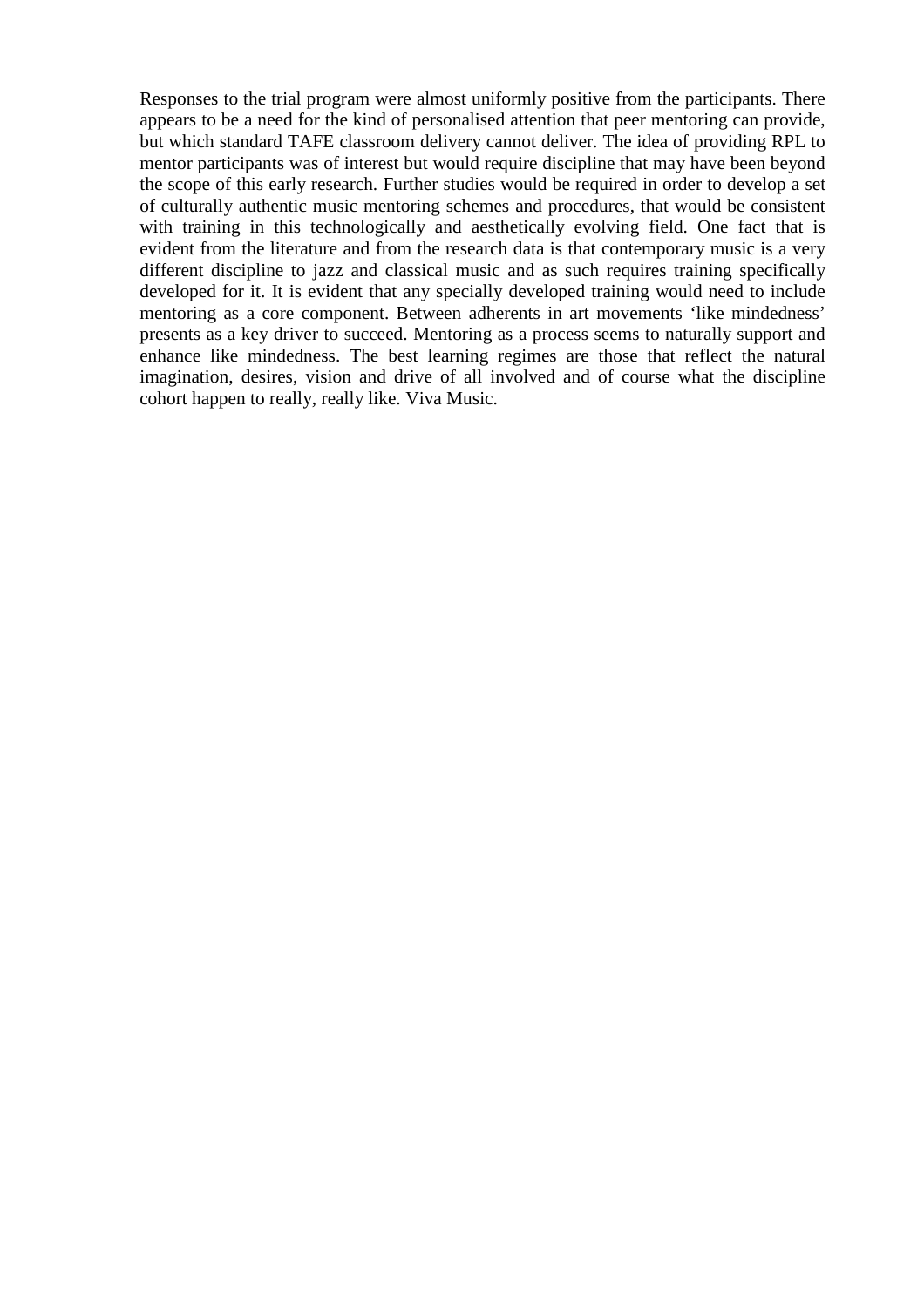Responses to the trial program were almost uniformly positive from the participants. There appears to be a need for the kind of personalised attention that peer mentoring can provide, but which standard TAFE classroom delivery cannot deliver. The idea of providing RPL to mentor participants was of interest but would require discipline that may have been beyond the scope of this early research. Further studies would be required in order to develop a set of culturally authentic music mentoring schemes and procedures, that would be consistent with training in this technologically and aesthetically evolving field. One fact that is evident from the literature and from the research data is that contemporary music is a very different discipline to jazz and classical music and as such requires training specifically developed for it. It is evident that any specially developed training would need to include mentoring as a core component. Between adherents in art movements 'like mindedness' presents as a key driver to succeed. Mentoring as a process seems to naturally support and enhance like mindedness. The best learning regimes are those that reflect the natural imagination, desires, vision and drive of all involved and of course what the discipline cohort happen to really, really like. Viva Music.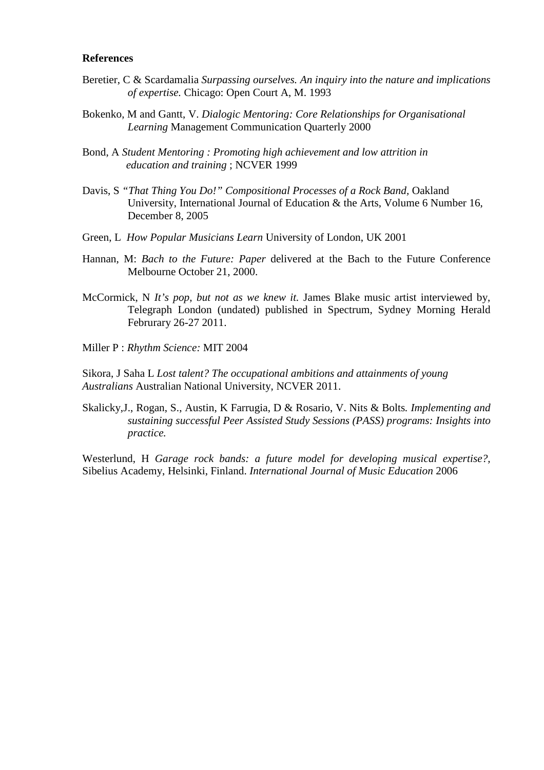**References**

Beretier, C & Scardamalia *Surpassing ourselves. An inquiry into the nature and implications of expertise.* Chicago: Open Court A, M. 1993

Bokenko, M and Gantt, V. *Dialogic Mentoring: Core Relationships for Organisational Learning* Management Communication Quarterly 2000

Bond, A *Student Mentoring : Promoting high achievement and low attrition in education and training* ; NCVER 1999

Davis, S *"That Thing You Do!" Compositional Processes of a Rock Band,* Oakland University, International Journal of Education & the Arts, Volume 6 Number 16, December 8, 2005

Green, L *How Popular Musicians Learn* University of London, UK 2001

Hannan, M: *Bach to the Future: Paper* delivered at the Bach to the Future Conference Melbourne October 21, 2000.

McCormick, N *It's pop, but not as we knew it.* James Blake music artist interviewed by, Telegraph London (undated) published in Spectrum, Sydney Morning Herald Februrary 26-27 2011.

Miller P : *Rhythm Science:* MIT 2004

Sikora, J Saha L *Lost talent? The occupational ambitions and attainments of young Australians* Australian National University, NCVER 2011.

Skalicky,J., Rogan, S., Austin, K Farrugia, D & Rosario, V. Nits & Bolts*. Implementing and sustaining successful Peer Assisted Study Sessions (PASS) programs: Insights into practice.*

Westerlund, H *Garage rock bands: a future model for developing musical expertise?,* Sibelius Academy, Helsinki, Finland. *International Journal of Music Education* 2006